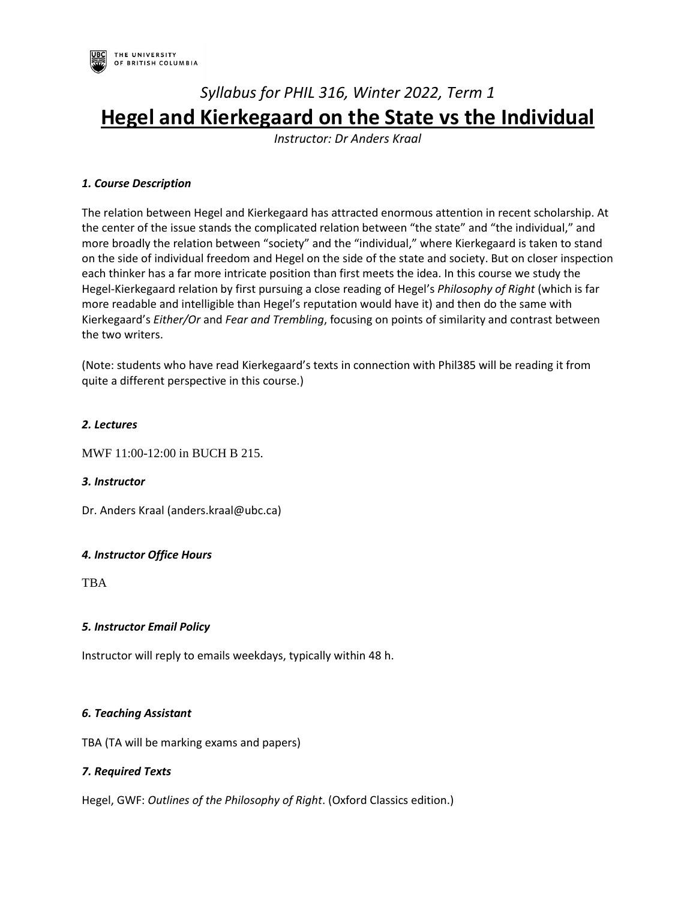THE UNIVERSITY OF BRITISH COLUMBIA

*Syllabus for PHIL 316, Winter 2022, Term 1*

# Hegel and Kierkegaard on the State vs the Individual

*Instructor: Dr Anders Kraal*

### *1. Course Description*

The relation between Hegel and Kierkegaard has attracted enormous attention in recent scholarship. At the center of the issue stands the complicated relation between "the state" and "the individual," and more broadly the relation between "society" and the "individual," where Kierkegaard is taken to stand on the side of individual freedom and Hegel on the side of the state and society. But on closer inspection each thinker has a far more intricate position than first meets the idea. In this course we study the Hegel-Kierkegaard relation by first pursuing a close reading of Hegel's *Philosophy of Right* (which is far more readable and intelligible than Hegel's reputation would have it) and then do the same with Kierkegaard's *Either/Or* and *Fear and Trembling*, focusing on points of similarity and contrast between the two writers.

(Note: students who have read Kierkegaard's texts in connection with Phil385 will be reading it from quite a different perspective in this course.)

### *2. Lectures*

MWF 11:00-12:00 in BUCH B 215.

### *3. Instructor*

Dr. Anders Kraal (anders.kraal@ubc.ca)

### *4. Instructor Office Hours*

TBA

### *5. Instructor Email Policy*

Instructor will reply to emails weekdays, typically within 48 h.

### *6. Teaching Assistant*

TBA (TA will be marking exams and papers)

### *7. Required Texts*

Hegel, GWF: *Outlines of the Philosophy of Right*. (Oxford Classics edition.)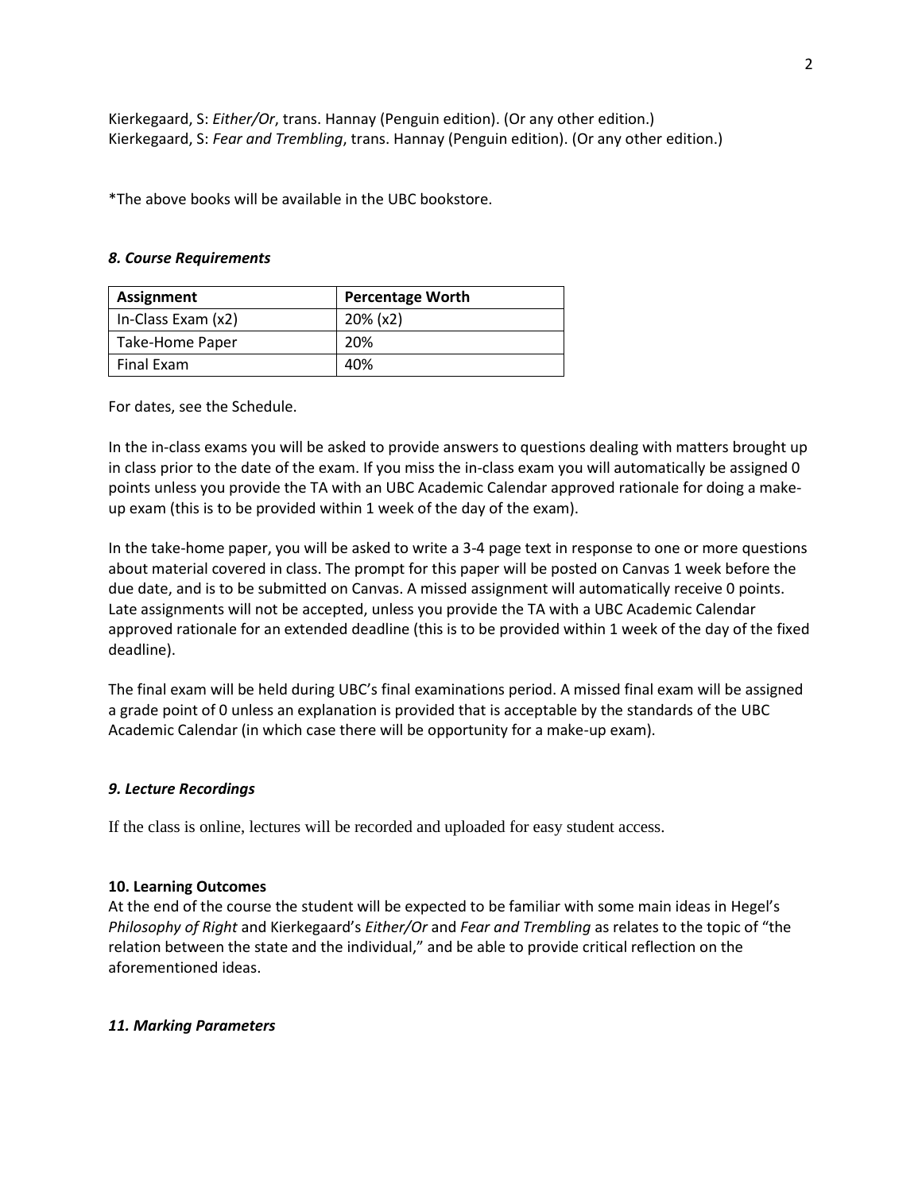Kierkegaard, S: *Either/Or*, trans. Hannay (Penguin edition). (Or any other edition.)
Kierkegaard, S: *Fear and Trembling*, trans. Hannay (Penguin edition). (Or any other edition.)

*The above books will be available in the UBC bookstore.

### ***8. Course Requirements***

| **Assignment** | **Percentage Worth** |
| --- | --- |
| In-Class Exam (x2) | 20% (x2) |
| Take-Home Paper | 20% |
| Final Exam | 40% |

For dates, see the Schedule.

In the in-class exams you will be asked to provide answers to questions dealing with matters brought up in class prior to the date of the exam. If you miss the in-class exam you will automatically be assigned 0 points unless you provide the TA with an UBC Academic Calendar approved rationale for doing a make-up exam (this is to be provided within 1 week of the day of the exam).

In the take-home paper, you will be asked to write a 3-4 page text in response to one or more questions about material covered in class. The prompt for this paper will be posted on Canvas 1 week before the due date, and is to be submitted on Canvas. A missed assignment will automatically receive 0 points. Late assignments will not be accepted, unless you provide the TA with a UBC Academic Calendar approved rationale for an extended deadline (this is to be provided within 1 week of the day of the fixed deadline).

The final exam will be held during UBC's final examinations period. A missed final exam will be assigned a grade point of 0 unless an explanation is provided that is acceptable by the standards of the UBC Academic Calendar (in which case there will be opportunity for a make-up exam).

### ***9. Lecture Recordings***

If the class is online, lectures will be recorded and uploaded for easy student access.

### **10. Learning Outcomes**

At the end of the course the student will be expected to be familiar with some main ideas in Hegel's *Philosophy of Right* and Kierkegaard's *Either/Or* and *Fear and Trembling* as relates to the topic of "the relation between the state and the individual," and be able to provide critical reflection on the aforementioned ideas.

### ***11. Marking Parameters***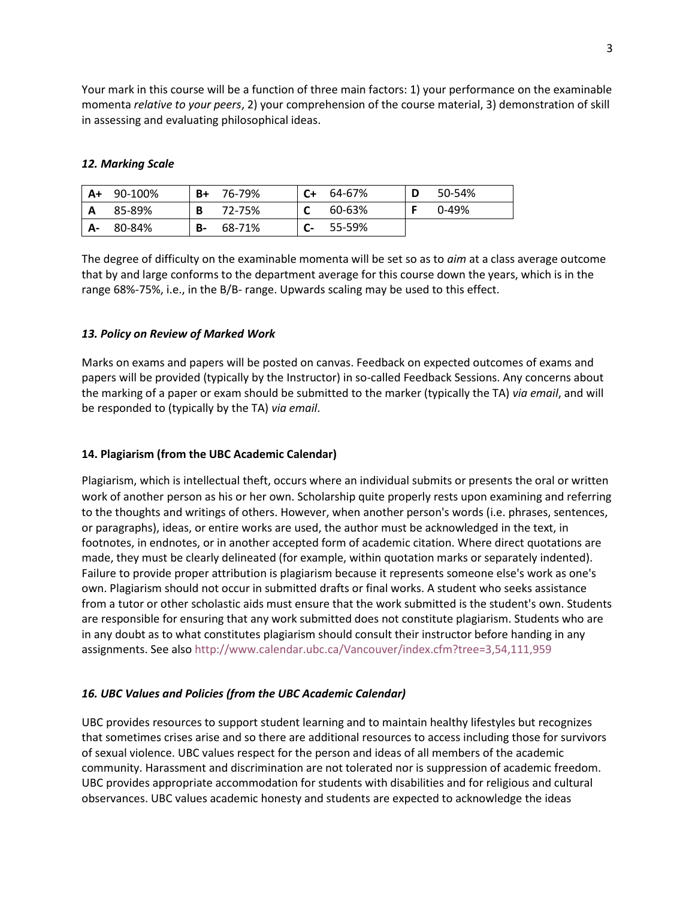Your mark in this course will be a function of three main factors: 1) your performance on the examinable momenta *relative to your peers*, 2) your comprehension of the course material, 3) demonstration of skill in assessing and evaluating philosophical ideas.

### *12. Marking Scale*

| | | | | | | | |
|---|---|---|---|---|---|---|---|
| **A+** | 90-100% | **B+** | 76-79% | **C+** | 64-67% | **D** | 50-54% |
| **A** | 85-89% | **B** | 72-75% | **C** | 60-63% | **F** | 0-49% |
| **A-** | 80-84% | **B-** | 68-71% | **C-** | 55-59% | | |

The degree of difficulty on the examinable momenta will be set so as to *aim* at a class average outcome that by and large conforms to the department average for this course down the years, which is in the range 68%-75%, i.e., in the B/B- range. Upwards scaling may be used to this effect.

### *13. Policy on Review of Marked Work*

Marks on exams and papers will be posted on canvas. Feedback on expected outcomes of exams and papers will be provided (typically by the Instructor) in so-called Feedback Sessions. Any concerns about the marking of a paper or exam should be submitted to the marker (typically the TA) *via email*, and will be responded to (typically by the TA) *via email*.

### 14. Plagiarism (from the UBC Academic Calendar)

Plagiarism, which is intellectual theft, occurs where an individual submits or presents the oral or written work of another person as his or her own. Scholarship quite properly rests upon examining and referring to the thoughts and writings of others. However, when another person's words (i.e. phrases, sentences, or paragraphs), ideas, or entire works are used, the author must be acknowledged in the text, in footnotes, in endnotes, or in another accepted form of academic citation. Where direct quotations are made, they must be clearly delineated (for example, within quotation marks or separately indented). Failure to provide proper attribution is plagiarism because it represents someone else's work as one's own. Plagiarism should not occur in submitted drafts or final works. A student who seeks assistance from a tutor or other scholastic aids must ensure that the work submitted is the student's own. Students are responsible for ensuring that any work submitted does not constitute plagiarism. Students who are in any doubt as to what constitutes plagiarism should consult their instructor before handing in any assignments. See also http://www.calendar.ubc.ca/Vancouver/index.cfm?tree=3,54,111,959

### *16. UBC Values and Policies (from the UBC Academic Calendar)*

UBC provides resources to support student learning and to maintain healthy lifestyles but recognizes that sometimes crises arise and so there are additional resources to access including those for survivors of sexual violence. UBC values respect for the person and ideas of all members of the academic community. Harassment and discrimination are not tolerated nor is suppression of academic freedom. UBC provides appropriate accommodation for students with disabilities and for religious and cultural observances. UBC values academic honesty and students are expected to acknowledge the ideas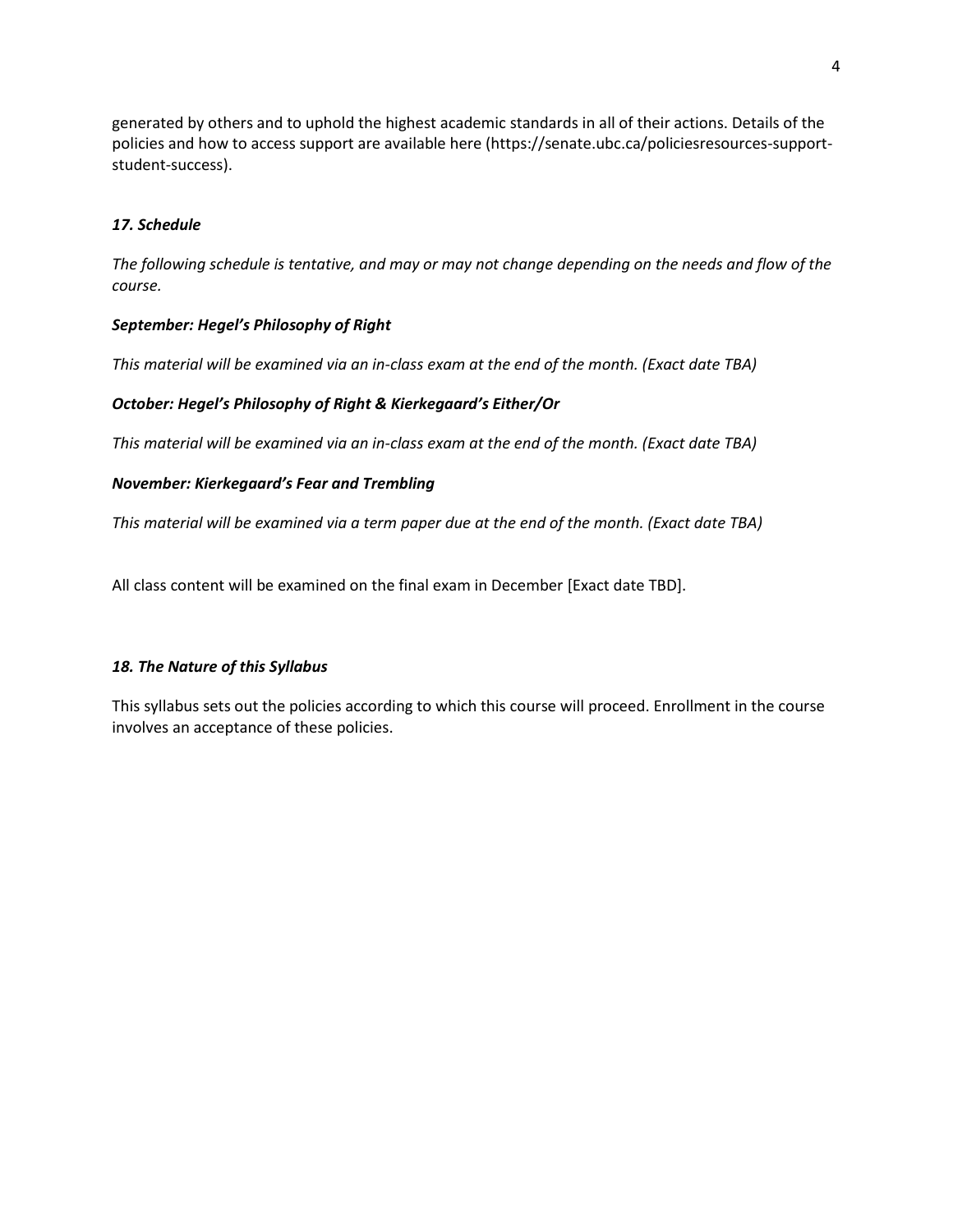generated by others and to uphold the highest academic standards in all of their actions. Details of the policies and how to access support are available here (https://senate.ubc.ca/policiesresources-support-student-success).

### *17. Schedule*

*The following schedule is tentative, and may or may not change depending on the needs and flow of the course.*

***September: Hegel's Philosophy of Right***

*This material will be examined via an in-class exam at the end of the month. (Exact date TBA)*

***October: Hegel's Philosophy of Right & Kierkegaard's Either/Or***

*This material will be examined via an in-class exam at the end of the month. (Exact date TBA)*

***November: Kierkegaard's Fear and Trembling***

*This material will be examined via a term paper due at the end of the month. (Exact date TBA)*

All class content will be examined on the final exam in December [Exact date TBD].

### *18. The Nature of this Syllabus*

This syllabus sets out the policies according to which this course will proceed. Enrollment in the course involves an acceptance of these policies.